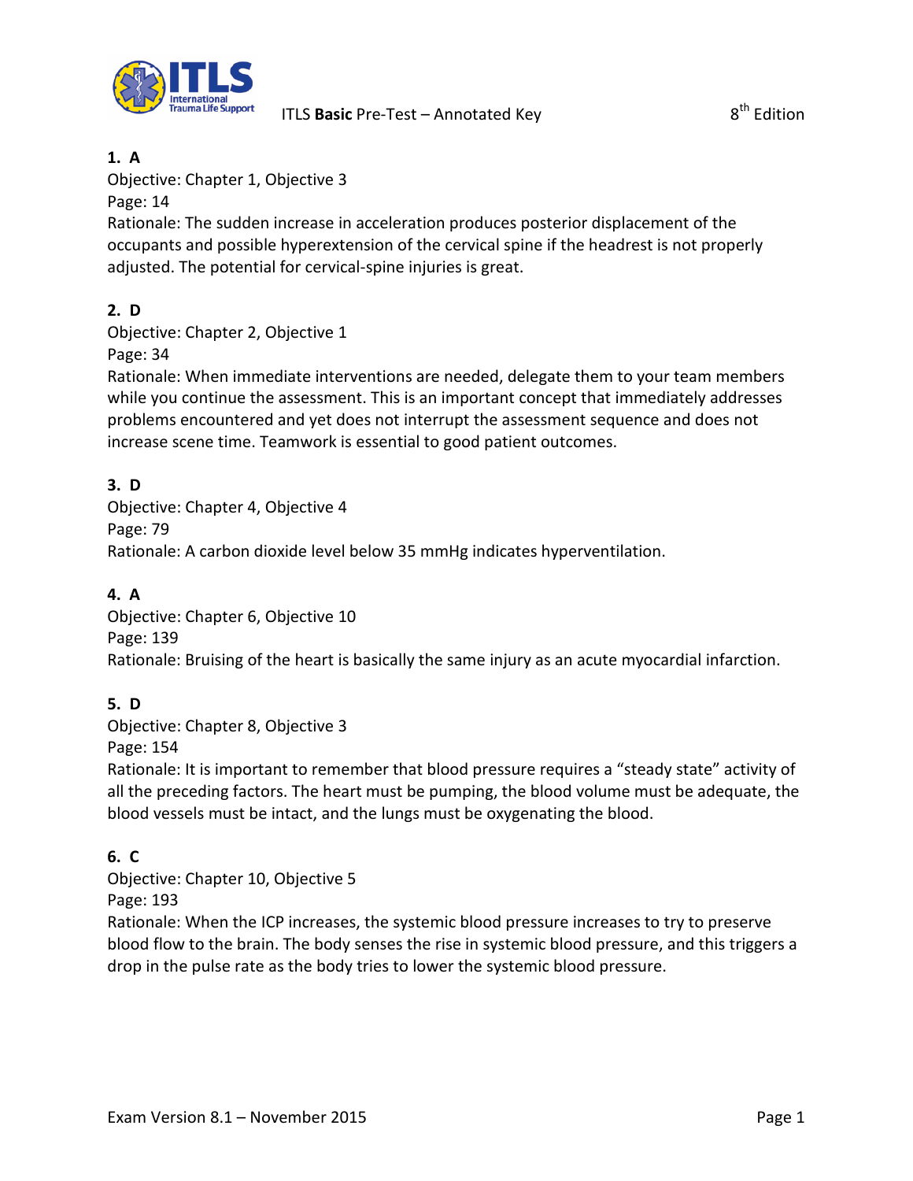# ITLS **Basic** Pre-Test – Annotated Key

8th Edition

**1. A**
Objective: Chapter 1, Objective 3
Page: 14
Rationale: The sudden increase in acceleration produces posterior displacement of the occupants and possible hyperextension of the cervical spine if the headrest is not properly adjusted. The potential for cervical-spine injuries is great.

**2. D**
Objective: Chapter 2, Objective 1
Page: 34
Rationale: When immediate interventions are needed, delegate them to your team members while you continue the assessment. This is an important concept that immediately addresses problems encountered and yet does not interrupt the assessment sequence and does not increase scene time. Teamwork is essential to good patient outcomes.

**3. D**
Objective: Chapter 4, Objective 4
Page: 79
Rationale: A carbon dioxide level below 35 mmHg indicates hyperventilation.

**4. A**
Objective: Chapter 6, Objective 10
Page: 139
Rationale: Bruising of the heart is basically the same injury as an acute myocardial infarction.

**5. D**
Objective: Chapter 8, Objective 3
Page: 154
Rationale: It is important to remember that blood pressure requires a "steady state" activity of all the preceding factors. The heart must be pumping, the blood volume must be adequate, the blood vessels must be intact, and the lungs must be oxygenating the blood.

**6. C**
Objective: Chapter 10, Objective 5
Page: 193
Rationale: When the ICP increases, the systemic blood pressure increases to try to preserve blood flow to the brain. The body senses the rise in systemic blood pressure, and this triggers a drop in the pulse rate as the body tries to lower the systemic blood pressure.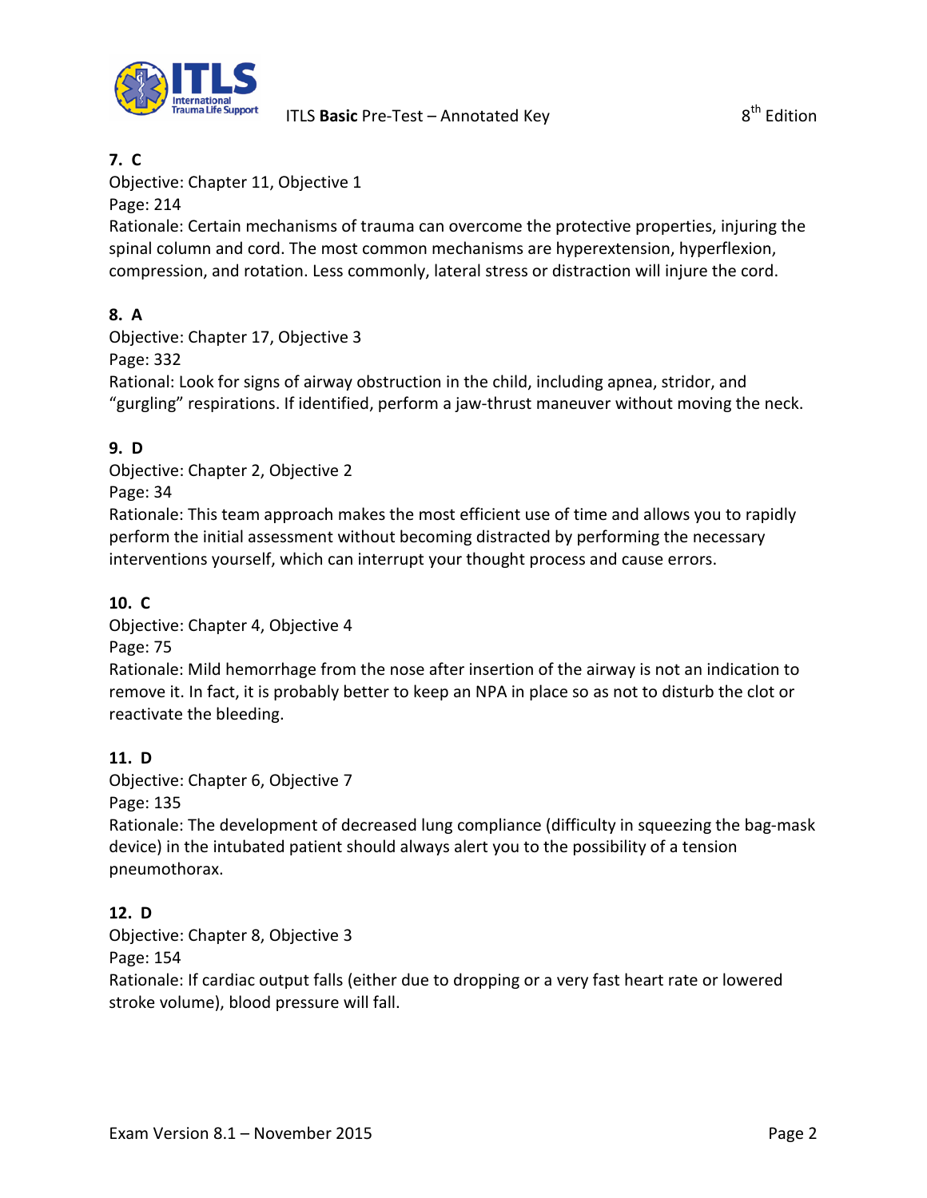**7. C**
Objective: Chapter 11, Objective 1
Page: 214
Rationale: Certain mechanisms of trauma can overcome the protective properties, injuring the spinal column and cord. The most common mechanisms are hyperextension, hyperflexion, compression, and rotation. Less commonly, lateral stress or distraction will injure the cord.

**8. A**
Objective: Chapter 17, Objective 3
Page: 332
Rational: Look for signs of airway obstruction in the child, including apnea, stridor, and "gurgling" respirations. If identified, perform a jaw-thrust maneuver without moving the neck.

**9. D**
Objective: Chapter 2, Objective 2
Page: 34
Rationale: This team approach makes the most efficient use of time and allows you to rapidly perform the initial assessment without becoming distracted by performing the necessary interventions yourself, which can interrupt your thought process and cause errors.

**10. C**
Objective: Chapter 4, Objective 4
Page: 75
Rationale: Mild hemorrhage from the nose after insertion of the airway is not an indication to remove it. In fact, it is probably better to keep an NPA in place so as not to disturb the clot or reactivate the bleeding.

**11. D**
Objective: Chapter 6, Objective 7
Page: 135
Rationale: The development of decreased lung compliance (difficulty in squeezing the bag-mask device) in the intubated patient should always alert you to the possibility of a tension pneumothorax.

**12. D**
Objective: Chapter 8, Objective 3
Page: 154
Rationale: If cardiac output falls (either due to dropping or a very fast heart rate or lowered stroke volume), blood pressure will fall.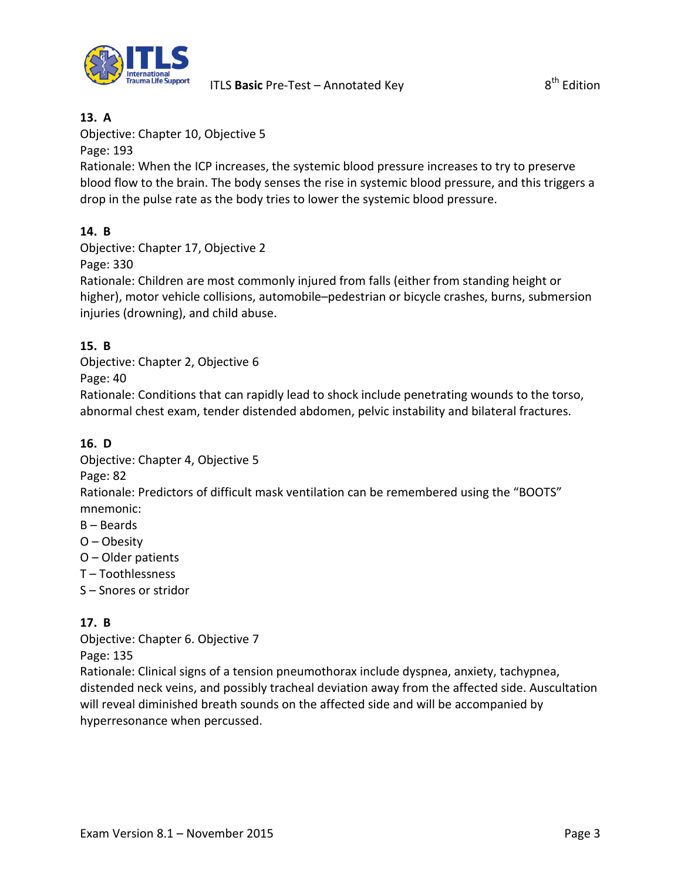**13. A**
Objective: Chapter 10, Objective 5
Page: 193
Rationale: When the ICP increases, the systemic blood pressure increases to try to preserve blood flow to the brain. The body senses the rise in systemic blood pressure, and this triggers a drop in the pulse rate as the body tries to lower the systemic blood pressure.

**14. B**
Objective: Chapter 17, Objective 2
Page: 330
Rationale: Children are most commonly injured from falls (either from standing height or higher), motor vehicle collisions, automobile–pedestrian or bicycle crashes, burns, submersion injuries (drowning), and child abuse.

**15. B**
Objective: Chapter 2, Objective 6
Page: 40
Rationale: Conditions that can rapidly lead to shock include penetrating wounds to the torso, abnormal chest exam, tender distended abdomen, pelvic instability and bilateral fractures.

**16. D**
Objective: Chapter 4, Objective 5
Page: 82
Rationale: Predictors of difficult mask ventilation can be remembered using the "BOOTS" mnemonic:
B – Beards
O – Obesity
O – Older patients
T – Toothlessness
S – Snores or stridor

**17. B**
Objective: Chapter 6. Objective 7
Page: 135
Rationale: Clinical signs of a tension pneumothorax include dyspnea, anxiety, tachypnea, distended neck veins, and possibly tracheal deviation away from the affected side. Auscultation will reveal diminished breath sounds on the affected side and will be accompanied by hyperresonance when percussed.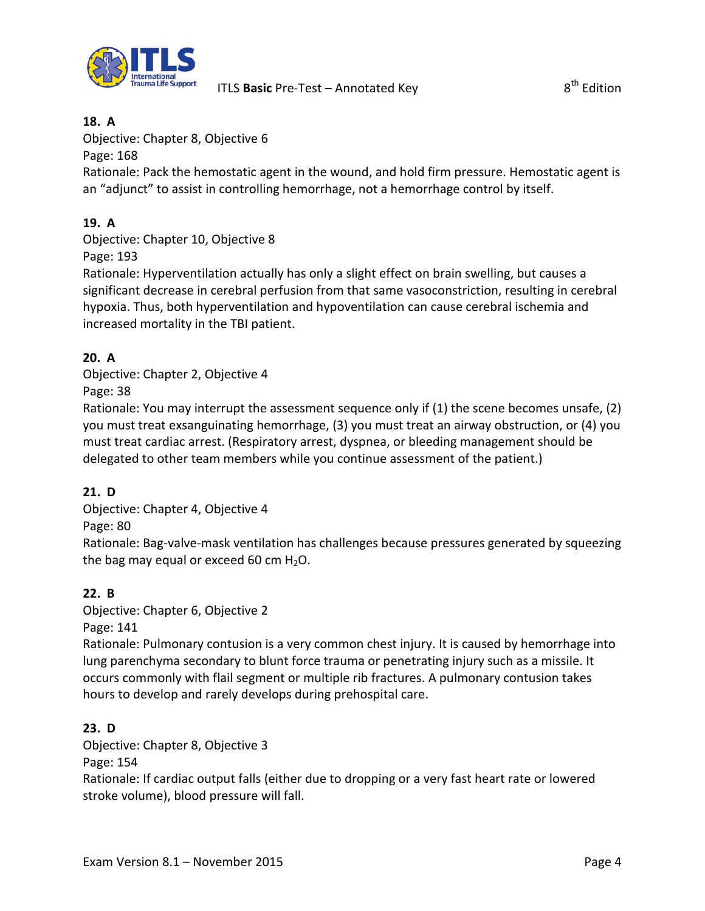**18. A**
Objective: Chapter 8, Objective 6
Page: 168
Rationale: Pack the hemostatic agent in the wound, and hold firm pressure. Hemostatic agent is an "adjunct" to assist in controlling hemorrhage, not a hemorrhage control by itself.

**19. A**
Objective: Chapter 10, Objective 8
Page: 193
Rationale: Hyperventilation actually has only a slight effect on brain swelling, but causes a significant decrease in cerebral perfusion from that same vasoconstriction, resulting in cerebral hypoxia. Thus, both hyperventilation and hypoventilation can cause cerebral ischemia and increased mortality in the TBI patient.

**20. A**
Objective: Chapter 2, Objective 4
Page: 38
Rationale: You may interrupt the assessment sequence only if (1) the scene becomes unsafe, (2) you must treat exsanguinating hemorrhage, (3) you must treat an airway obstruction, or (4) you must treat cardiac arrest. (Respiratory arrest, dyspnea, or bleeding management should be delegated to other team members while you continue assessment of the patient.)

**21. D**
Objective: Chapter 4, Objective 4
Page: 80
Rationale: Bag-valve-mask ventilation has challenges because pressures generated by squeezing the bag may equal or exceed 60 cm $H_2O$.

**22. B**
Objective: Chapter 6, Objective 2
Page: 141
Rationale: Pulmonary contusion is a very common chest injury. It is caused by hemorrhage into lung parenchyma secondary to blunt force trauma or penetrating injury such as a missile. It occurs commonly with flail segment or multiple rib fractures. A pulmonary contusion takes hours to develop and rarely develops during prehospital care.

**23. D**
Objective: Chapter 8, Objective 3
Page: 154
Rationale: If cardiac output falls (either due to dropping or a very fast heart rate or lowered stroke volume), blood pressure will fall.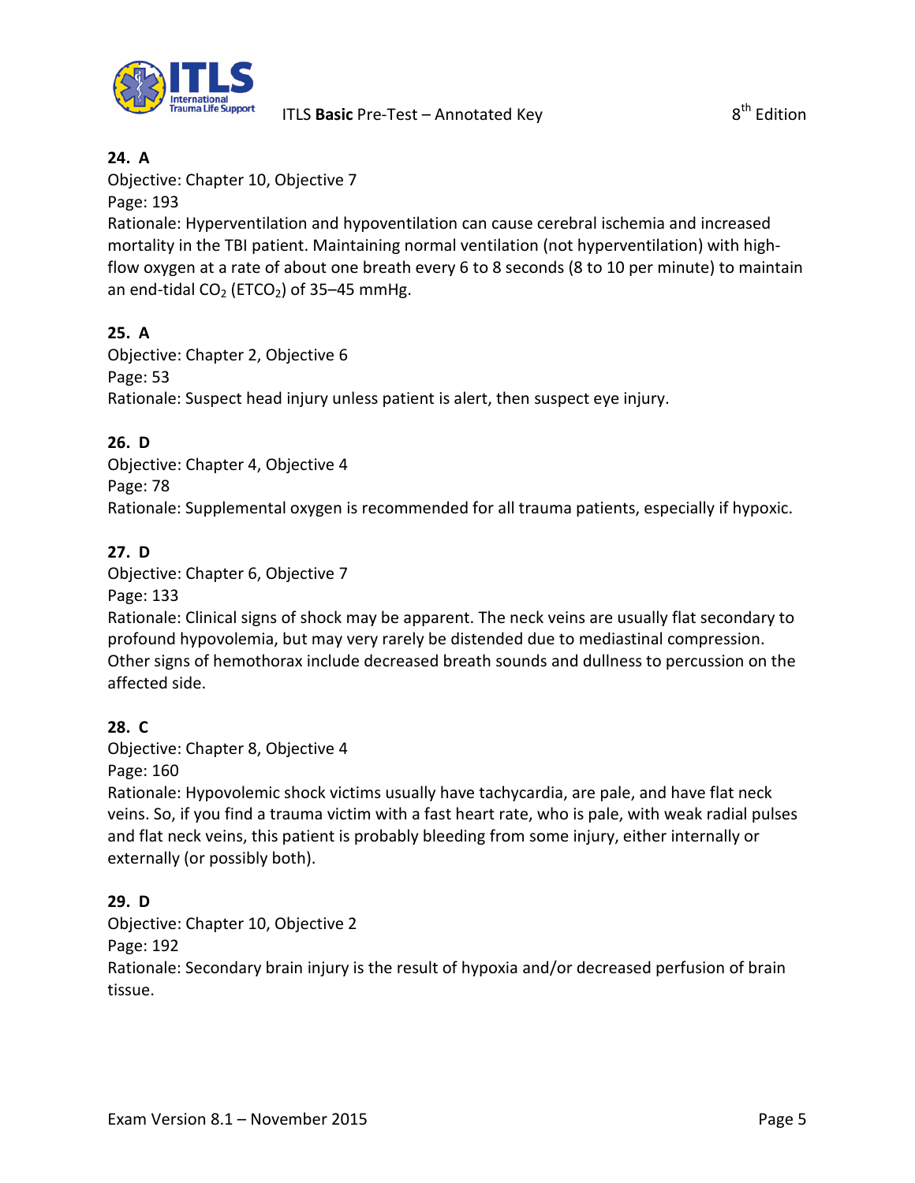**24. A**
Objective: Chapter 10, Objective 7
Page: 193
Rationale: Hyperventilation and hypoventilation can cause cerebral ischemia and increased mortality in the TBI patient. Maintaining normal ventilation (not hyperventilation) with high-flow oxygen at a rate of about one breath every 6 to 8 seconds (8 to 10 per minute) to maintain an end-tidal $CO_2$ ($ETCO_2$) of 35–45 mmHg.

**25. A**
Objective: Chapter 2, Objective 6
Page: 53
Rationale: Suspect head injury unless patient is alert, then suspect eye injury.

**26. D**
Objective: Chapter 4, Objective 4
Page: 78
Rationale: Supplemental oxygen is recommended for all trauma patients, especially if hypoxic.

**27. D**
Objective: Chapter 6, Objective 7
Page: 133
Rationale: Clinical signs of shock may be apparent. The neck veins are usually flat secondary to profound hypovolemia, but may very rarely be distended due to mediastinal compression. Other signs of hemothorax include decreased breath sounds and dullness to percussion on the affected side.

**28. C**
Objective: Chapter 8, Objective 4
Page: 160
Rationale: Hypovolemic shock victims usually have tachycardia, are pale, and have flat neck veins. So, if you find a trauma victim with a fast heart rate, who is pale, with weak radial pulses and flat neck veins, this patient is probably bleeding from some injury, either internally or externally (or possibly both).

**29. D**
Objective: Chapter 10, Objective 2
Page: 192
Rationale: Secondary brain injury is the result of hypoxia and/or decreased perfusion of brain tissue.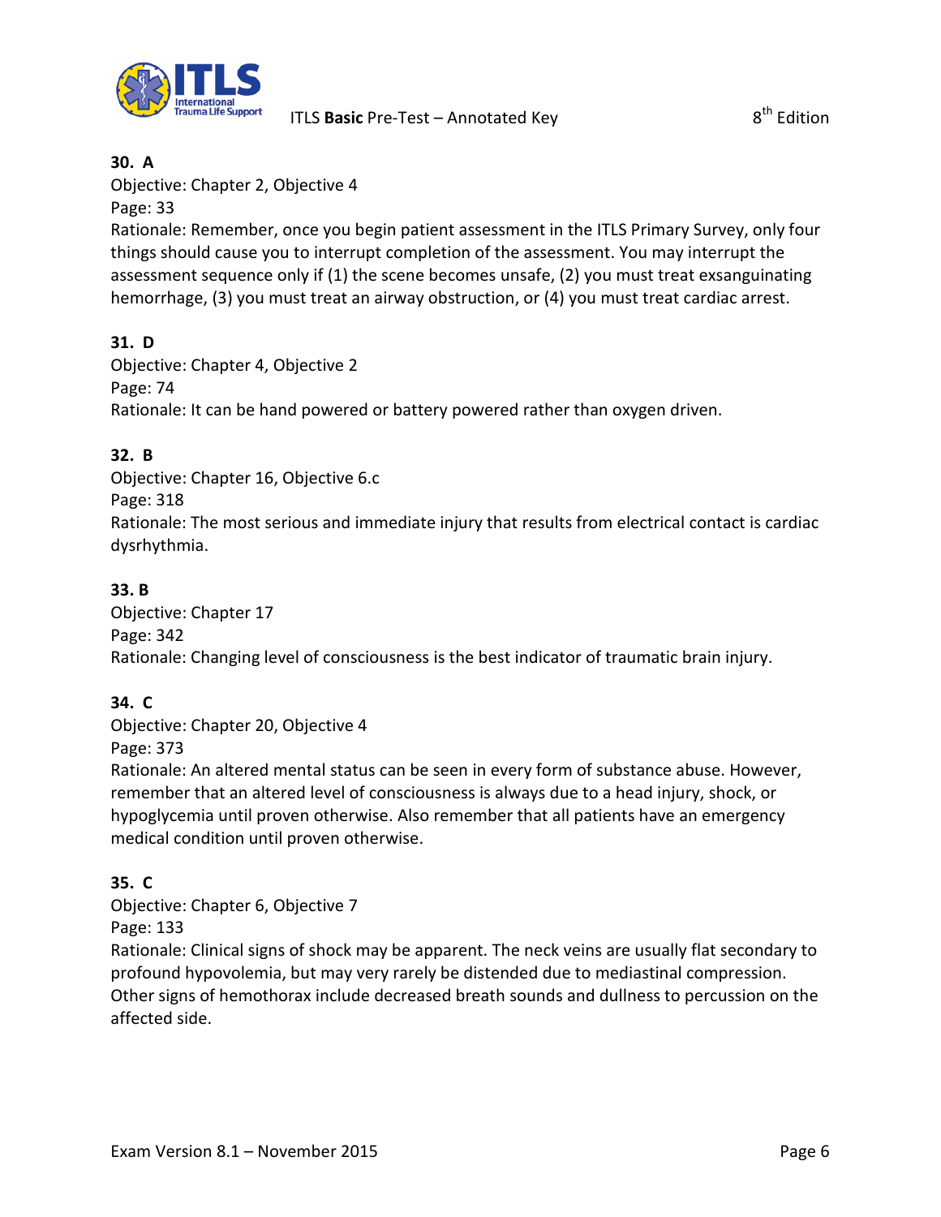**30. A**
Objective: Chapter 2, Objective 4
Page: 33
Rationale: Remember, once you begin patient assessment in the ITLS Primary Survey, only four things should cause you to interrupt completion of the assessment. You may interrupt the assessment sequence only if (1) the scene becomes unsafe, (2) you must treat exsanguinating hemorrhage, (3) you must treat an airway obstruction, or (4) you must treat cardiac arrest.

**31. D**
Objective: Chapter 4, Objective 2
Page: 74
Rationale: It can be hand powered or battery powered rather than oxygen driven.

**32. B**
Objective: Chapter 16, Objective 6.c
Page: 318
Rationale: The most serious and immediate injury that results from electrical contact is cardiac dysrhythmia.

**33. B**
Objective: Chapter 17
Page: 342
Rationale: Changing level of consciousness is the best indicator of traumatic brain injury.

**34. C**
Objective: Chapter 20, Objective 4
Page: 373
Rationale: An altered mental status can be seen in every form of substance abuse. However, remember that an altered level of consciousness is always due to a head injury, shock, or hypoglycemia until proven otherwise. Also remember that all patients have an emergency medical condition until proven otherwise.

**35. C**
Objective: Chapter 6, Objective 7
Page: 133
Rationale: Clinical signs of shock may be apparent. The neck veins are usually flat secondary to profound hypovolemia, but may very rarely be distended due to mediastinal compression. Other signs of hemothorax include decreased breath sounds and dullness to percussion on the affected side.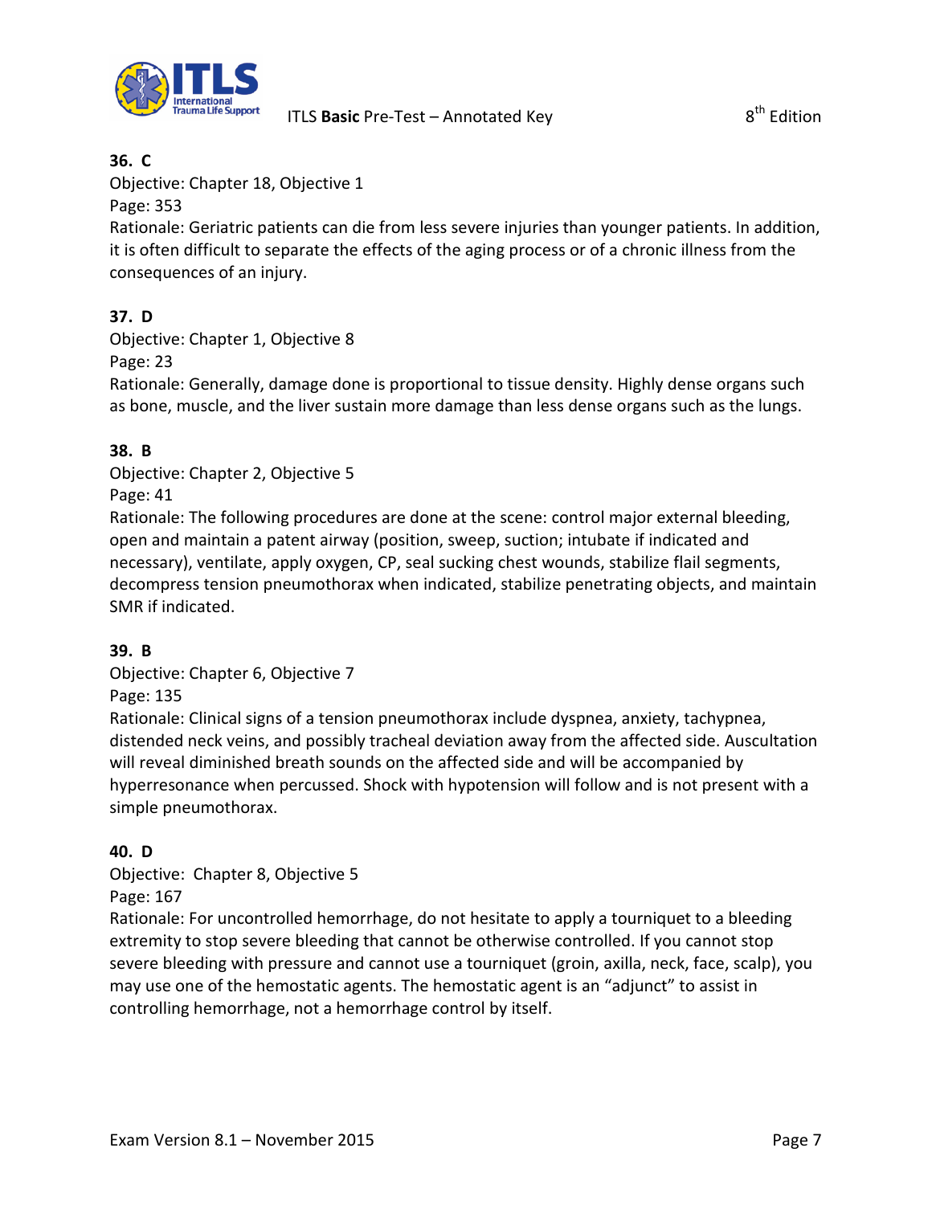**36. C**

Objective: Chapter 18, Objective 1

Page: 353

Rationale: Geriatric patients can die from less severe injuries than younger patients. In addition, it is often difficult to separate the effects of the aging process or of a chronic illness from the consequences of an injury.

**37. D**

Objective: Chapter 1, Objective 8

Page: 23

Rationale: Generally, damage done is proportional to tissue density. Highly dense organs such as bone, muscle, and the liver sustain more damage than less dense organs such as the lungs.

**38. B**

Objective: Chapter 2, Objective 5

Page: 41

Rationale: The following procedures are done at the scene: control major external bleeding, open and maintain a patent airway (position, sweep, suction; intubate if indicated and necessary), ventilate, apply oxygen, CP, seal sucking chest wounds, stabilize flail segments, decompress tension pneumothorax when indicated, stabilize penetrating objects, and maintain SMR if indicated.

**39. B**

Objective: Chapter 6, Objective 7

Page: 135

Rationale: Clinical signs of a tension pneumothorax include dyspnea, anxiety, tachypnea, distended neck veins, and possibly tracheal deviation away from the affected side. Auscultation will reveal diminished breath sounds on the affected side and will be accompanied by hyperresonance when percussed. Shock with hypotension will follow and is not present with a simple pneumothorax.

**40. D**

Objective: Chapter 8, Objective 5

Page: 167

Rationale: For uncontrolled hemorrhage, do not hesitate to apply a tourniquet to a bleeding extremity to stop severe bleeding that cannot be otherwise controlled. If you cannot stop severe bleeding with pressure and cannot use a tourniquet (groin, axilla, neck, face, scalp), you may use one of the hemostatic agents. The hemostatic agent is an "adjunct" to assist in controlling hemorrhage, not a hemorrhage control by itself.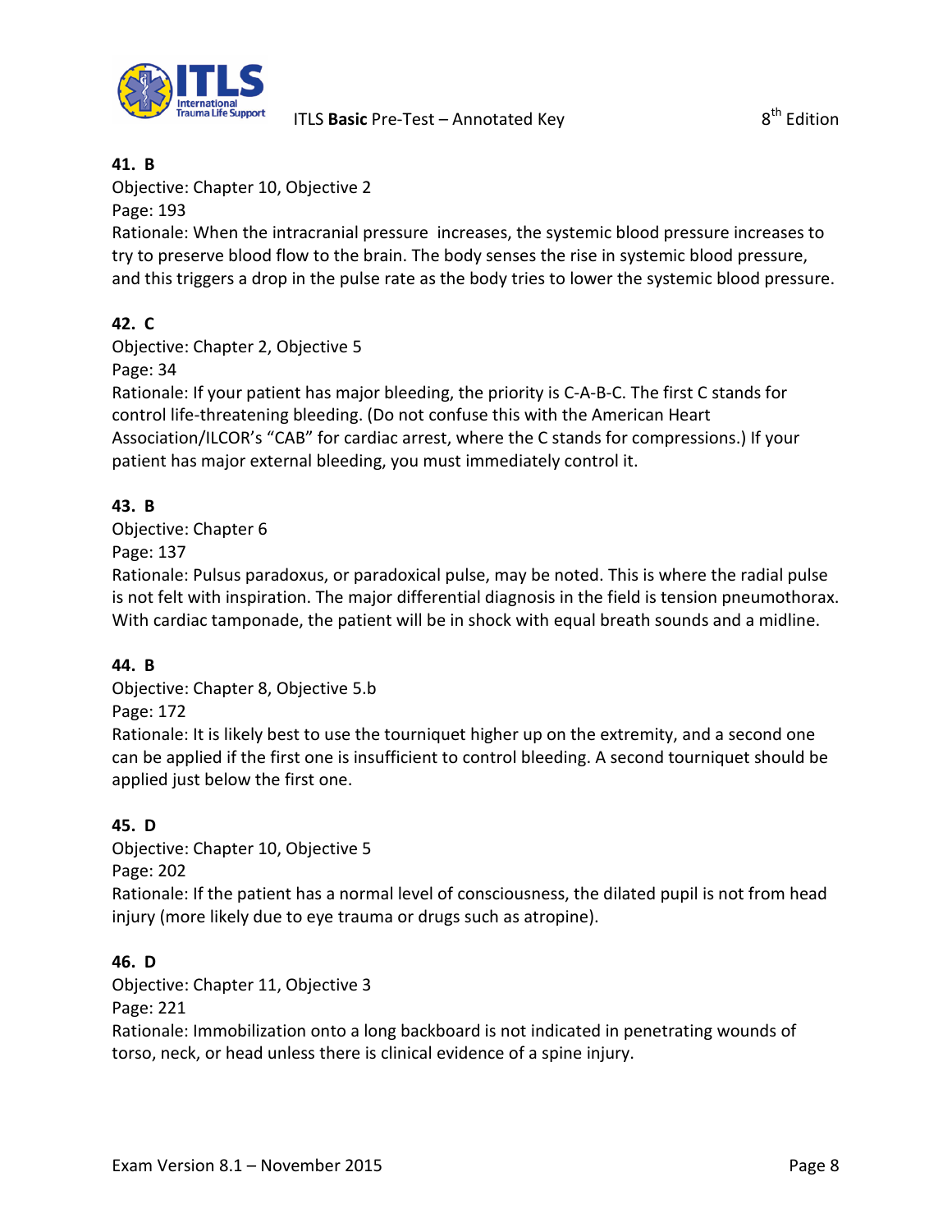**41. B**
Objective: Chapter 10, Objective 2
Page: 193
Rationale: When the intracranial pressure increases, the systemic blood pressure increases to try to preserve blood flow to the brain. The body senses the rise in systemic blood pressure, and this triggers a drop in the pulse rate as the body tries to lower the systemic blood pressure.

**42. C**
Objective: Chapter 2, Objective 5
Page: 34
Rationale: If your patient has major bleeding, the priority is C-A-B-C. The first C stands for control life-threatening bleeding. (Do not confuse this with the American Heart Association/ILCOR's "CAB" for cardiac arrest, where the C stands for compressions.) If your patient has major external bleeding, you must immediately control it.

**43. B**
Objective: Chapter 6
Page: 137
Rationale: Pulsus paradoxus, or paradoxical pulse, may be noted. This is where the radial pulse is not felt with inspiration. The major differential diagnosis in the field is tension pneumothorax. With cardiac tamponade, the patient will be in shock with equal breath sounds and a midline.

**44. B**
Objective: Chapter 8, Objective 5.b
Page: 172
Rationale: It is likely best to use the tourniquet higher up on the extremity, and a second one can be applied if the first one is insufficient to control bleeding. A second tourniquet should be applied just below the first one.

**45. D**
Objective: Chapter 10, Objective 5
Page: 202
Rationale: If the patient has a normal level of consciousness, the dilated pupil is not from head injury (more likely due to eye trauma or drugs such as atropine).

**46. D**
Objective: Chapter 11, Objective 3
Page: 221
Rationale: Immobilization onto a long backboard is not indicated in penetrating wounds of torso, neck, or head unless there is clinical evidence of a spine injury.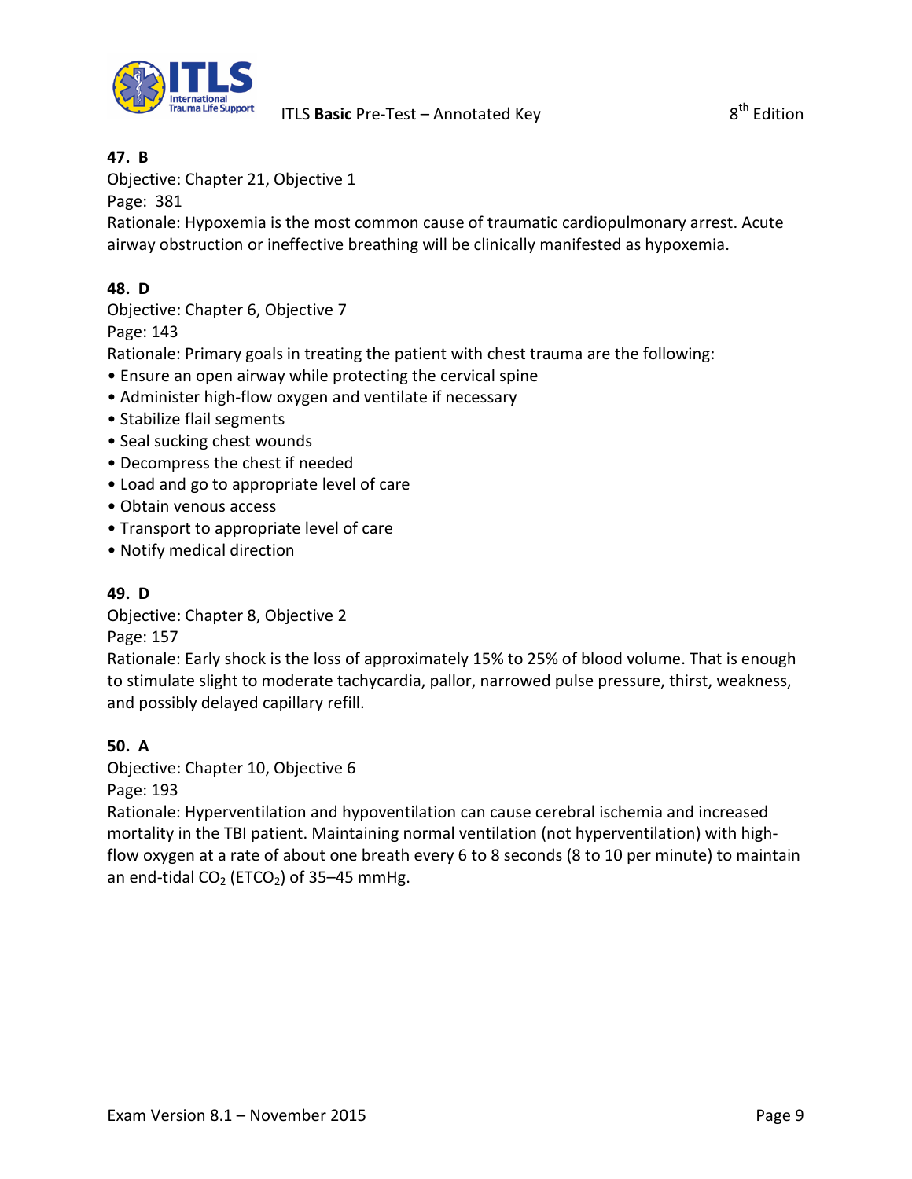**47. B**
Objective: Chapter 21, Objective 1
Page: 381
Rationale: Hypoxemia is the most common cause of traumatic cardiopulmonary arrest. Acute airway obstruction or ineffective breathing will be clinically manifested as hypoxemia.

**48. D**
Objective: Chapter 6, Objective 7
Page: 143
Rationale: Primary goals in treating the patient with chest trauma are the following:

- Ensure an open airway while protecting the cervical spine
- Administer high-flow oxygen and ventilate if necessary
- Stabilize flail segments
- Seal sucking chest wounds
- Decompress the chest if needed
- Load and go to appropriate level of care
- Obtain venous access
- Transport to appropriate level of care
- Notify medical direction

**49. D**
Objective: Chapter 8, Objective 2
Page: 157
Rationale: Early shock is the loss of approximately 15% to 25% of blood volume. That is enough to stimulate slight to moderate tachycardia, pallor, narrowed pulse pressure, thirst, weakness, and possibly delayed capillary refill.

**50. A**
Objective: Chapter 10, Objective 6
Page: 193
Rationale: Hyperventilation and hypoventilation can cause cerebral ischemia and increased mortality in the TBI patient. Maintaining normal ventilation (not hyperventilation) with high-flow oxygen at a rate of about one breath every 6 to 8 seconds (8 to 10 per minute) to maintain an end-tidal $CO_2$ ($ETCO_2$) of 35–45 mmHg.